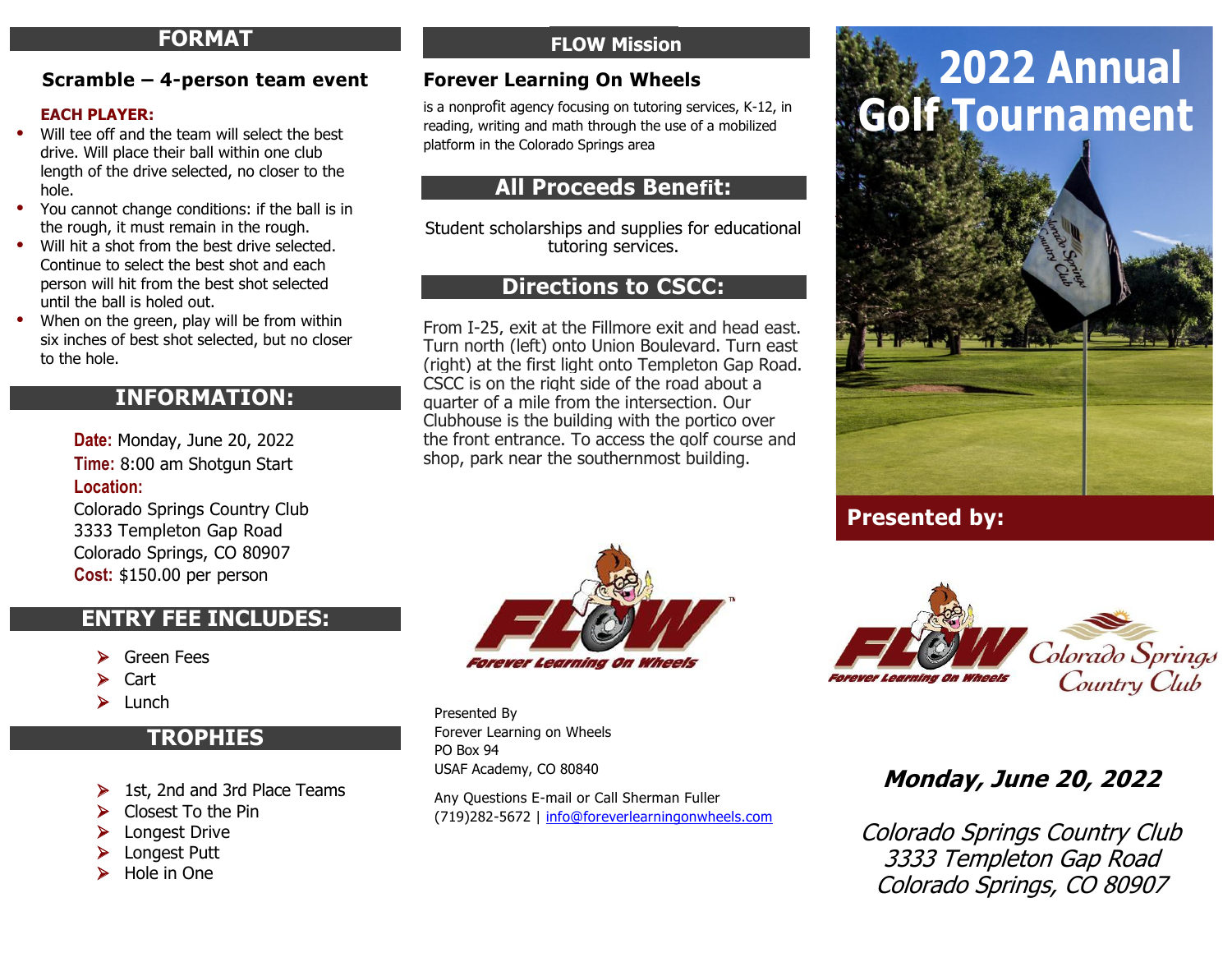## FORMAT

### Scramble – 4-person team event

**EACH PLAYER:**

- Will tee off and the team will select the best drive. Will place their ball within one club length of the drive selected, no closer to the hole.
- You cannot change conditions: if the ball is in the rough, it must remain in the rough.
- Will hit a shot from the best drive selected. Continue to select the best shot and each person will hit from the best shot selected until the ball is holed out.
- When on the green, play will be from within six inches of best shot selected, but no closer to the hole.

## INFORMATION:

**Date:** Monday, June 20, 2022
**Time:** 8:00 am Shotgun Start
**Location:**
Colorado Springs Country Club
3333 Templeton Gap Road
Colorado Springs, CO 80907
**Cost:** $150.00 per person

## ENTRY FEE INCLUDES:

- Green Fees
- Cart
- Lunch

## TROPHIES

- 1st, 2nd and 3rd Place Teams
- Closest To the Pin
- Longest Drive
- Longest Putt
- Hole in One

## FLOW Mission

### Forever Learning On Wheels

is a nonprofit agency focusing on tutoring services, K-12, in reading, writing and math through the use of a mobilized platform in the Colorado Springs area

## All Proceeds Benefit:

Student scholarships and supplies for educational tutoring services.

## Directions to CSCC:

From I-25, exit at the Fillmore exit and head east. Turn north (left) onto Union Boulevard. Turn east (right) at the first light onto Templeton Gap Road. CSCC is on the right side of the road about a quarter of a mile from the intersection. Our Clubhouse is the building with the portico over the front entrance. To access the golf course and shop, park near the southernmost building.

FLOW Forever Learning On Wheels™

Presented By
Forever Learning on Wheels
PO Box 94
USAF Academy, CO 80840

Any Questions E-mail or Call Sherman Fuller
(719)282-5672 | info@foreverlearningonwheels.com

# 2022 Annual Golf Tournament

**Presented by:**

FLOW Forever Learning On Wheels

Colorado Springs Country Club

***Monday, June 20, 2022***

*Colorado Springs Country Club*
*3333 Templeton Gap Road*
*Colorado Springs, CO 80907*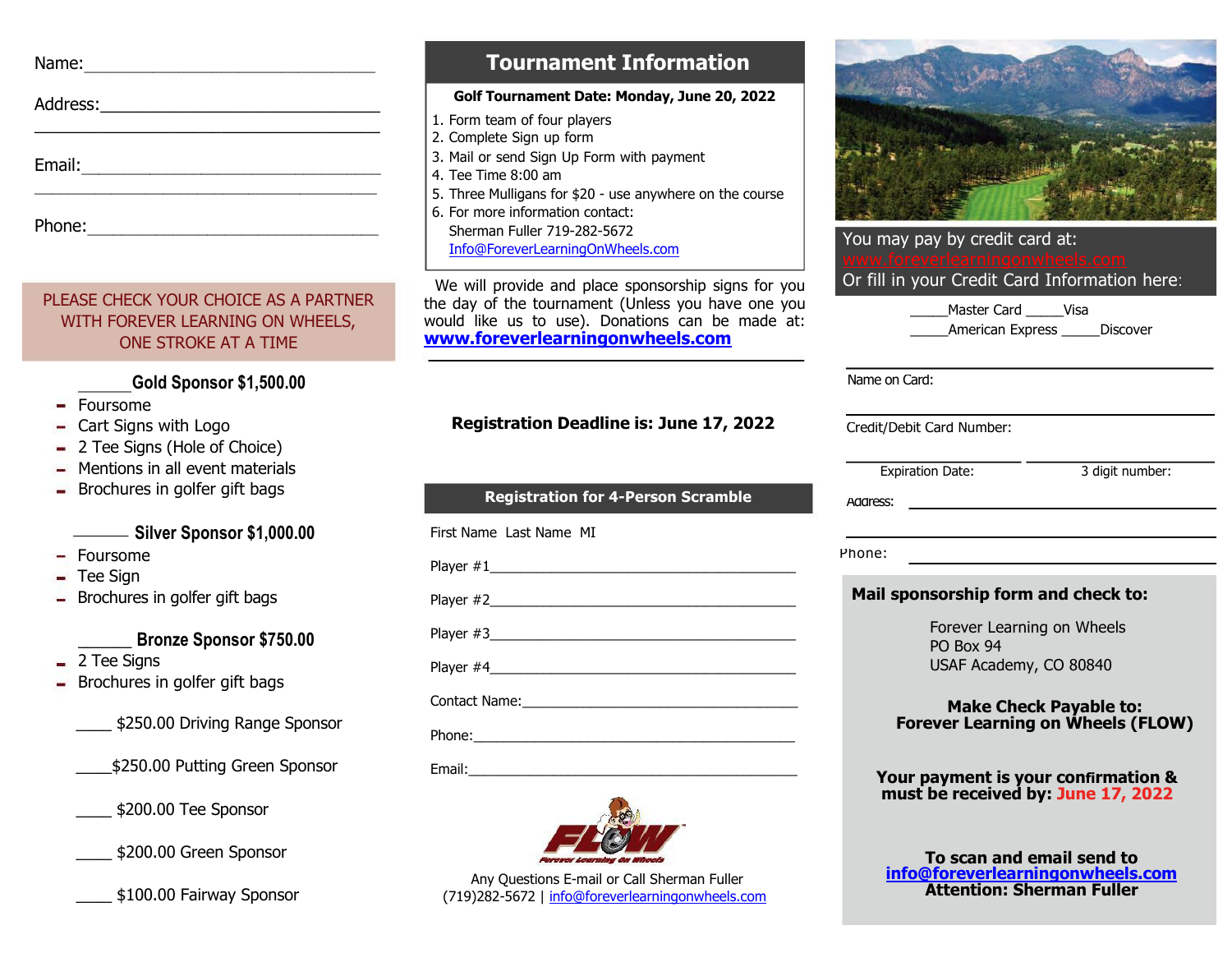Name:_______________________________

Address:_____________________________

_____________________________________

Email:_______________________________

_____________________________________

Phone:_______________________________

PLEASE CHECK YOUR CHOICE AS A PARTNER WITH FOREVER LEARNING ON WHEELS, ONE STROKE AT A TIME

______**Gold Sponsor $1,500.00**

- Foursome
- Cart Signs with Logo
- 2 Tee Signs (Hole of Choice)
- Mentions in all event materials
- Brochures in golfer gift bags

_______ **Silver Sponsor $1,000.00**

- Foursome
- Tee Sign
- Brochures in golfer gift bags

______ **Bronze Sponsor $750.00**

- 2 Tee Signs
- Brochures in golfer gift bags

____ $250.00 Driving Range Sponsor

____$250.00 Putting Green Sponsor

____ $200.00 Tee Sponsor

____ $200.00 Green Sponsor

____ $100.00 Fairway Sponsor

## Tournament Information

**Golf Tournament Date: Monday, June 20, 2022**

1. Form team of four players
2. Complete Sign up form
3. Mail or send Sign Up Form with payment
4. Tee Time 8:00 am
5. Three Mulligans for $20 - use anywhere on the course
6. For more information contact:
   Sherman Fuller 719-282-5672
   Info@ForeverLearningOnWheels.com

We will provide and place sponsorship signs for you the day of the tournament (Unless you have one you would like us to use). Donations can be made at: **www.foreverlearningonwheels.com**

**Registration Deadline is: June 17, 2022**

### Registration for 4-Person Scramble

First Name Last Name MI

Player #1_________________________________

Player #2_________________________________

Player #3_________________________________

Player #4_________________________________

Contact Name:_____________________________

Phone:____________________________________

Email:____________________________________

Any Questions E-mail or Call Sherman Fuller
(719)282-5672 | info@foreverlearningonwheels.com

You may pay by credit card at:
www.foreverlearningonwheels.com
Or fill in your Credit Card Information here:

_____Master Card _____Visa
_____American Express _____Discover

Name on Card:

Credit/Debit Card Number:

Expiration Date: 3 digit number:

Address:

Phone:

**Mail sponsorship form and check to:**

Forever Learning on Wheels
PO Box 94
USAF Academy, CO 80840

**Make Check Payable to:**
**Forever Learning on Wheels (FLOW)**

**Your payment is your confirmation & must be received by: June 17, 2022**

**To scan and email send to**
**info@foreverlearningonwheels.com**
**Attention: Sherman Fuller**